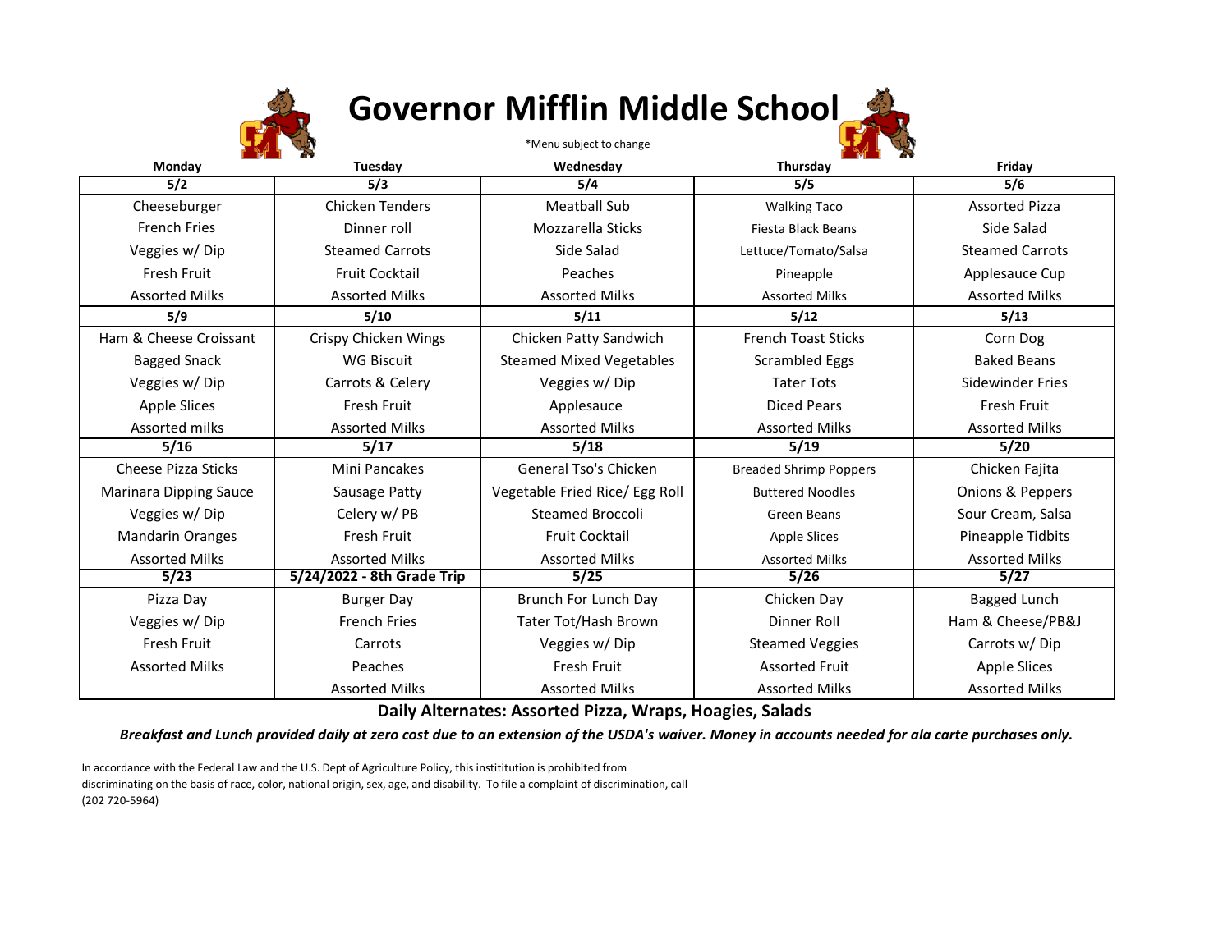# Governor Mifflin Middle School

*Menu subject to change

| Monday | Tuesday | Wednesday | Thursday | Friday |
|---|---|---|---|---|
| **5/2** | **5/3** | **5/4** | **5/5** | **5/6** |
| Cheeseburger<br>French Fries<br>Veggies w/ Dip<br>Fresh Fruit<br>Assorted Milks | Chicken Tenders<br>Dinner roll<br>Steamed Carrots<br>Fruit Cocktail<br>Assorted Milks | Meatball Sub<br>Mozzarella Sticks<br>Side Salad<br>Peaches<br>Assorted Milks | Walking Taco<br>Fiesta Black Beans<br>Lettuce/Tomato/Salsa<br>Pineapple<br>Assorted Milks | Assorted Pizza<br>Side Salad<br>Steamed Carrots<br>Applesauce Cup<br>Assorted Milks |
| **5/9** | **5/10** | **5/11** | **5/12** | **5/13** |
| Ham & Cheese Croissant<br>Bagged Snack<br>Veggies w/ Dip<br>Apple Slices<br>Assorted milks | Crispy Chicken Wings<br>WG Biscuit<br>Carrots & Celery<br>Fresh Fruit<br>Assorted Milks | Chicken Patty Sandwich<br>Steamed Mixed Vegetables<br>Veggies w/ Dip<br>Applesauce<br>Assorted Milks | French Toast Sticks<br>Scrambled Eggs<br>Tater Tots<br>Diced Pears<br>Assorted Milks | Corn Dog<br>Baked Beans<br>Sidewinder Fries<br>Fresh Fruit<br>Assorted Milks |
| **5/16** | **5/17** | **5/18** | **5/19** | **5/20** |
| Cheese Pizza Sticks<br>Marinara Dipping Sauce<br>Veggies w/ Dip<br>Mandarin Oranges<br>Assorted Milks | Mini Pancakes<br>Sausage Patty<br>Celery w/ PB<br>Fresh Fruit<br>Assorted Milks | General Tso's Chicken<br>Vegetable Fried Rice/ Egg Roll<br>Steamed Broccoli<br>Fruit Cocktail<br>Assorted Milks | Breaded Shrimp Poppers<br>Buttered Noodles<br>Green Beans<br>Apple Slices<br>Assorted Milks | Chicken Fajita<br>Onions & Peppers<br>Sour Cream, Salsa<br>Pineapple Tidbits<br>Assorted Milks |
| **5/23** | **5/24/2022 - 8th Grade Trip** | **5/25** | **5/26** | **5/27** |
| Pizza Day<br>Veggies w/ Dip<br>Fresh Fruit<br>Assorted Milks | Burger Day<br>French Fries<br>Carrots<br>Peaches<br>Assorted Milks | Brunch For Lunch Day<br>Tater Tot/Hash Brown<br>Veggies w/ Dip<br>Fresh Fruit<br>Assorted Milks | Chicken Day<br>Dinner Roll<br>Steamed Veggies<br>Assorted Fruit<br>Assorted Milks | Bagged Lunch<br>Ham & Cheese/PB&J<br>Carrots w/ Dip<br>Apple Slices<br>Assorted Milks |

**Daily Alternates: Assorted Pizza, Wraps, Hoagies, Salads**

***Breakfast and Lunch provided daily at zero cost due to an extension of the USDA's waiver. Money in accounts needed for ala carte purchases only.***

In accordance with the Federal Law and the U.S. Dept of Agriculture Policy, this instititution is prohibited from discriminating on the basis of race, color, national origin, sex, age, and disability. To file a complaint of discrimination, call (202 720-5964)